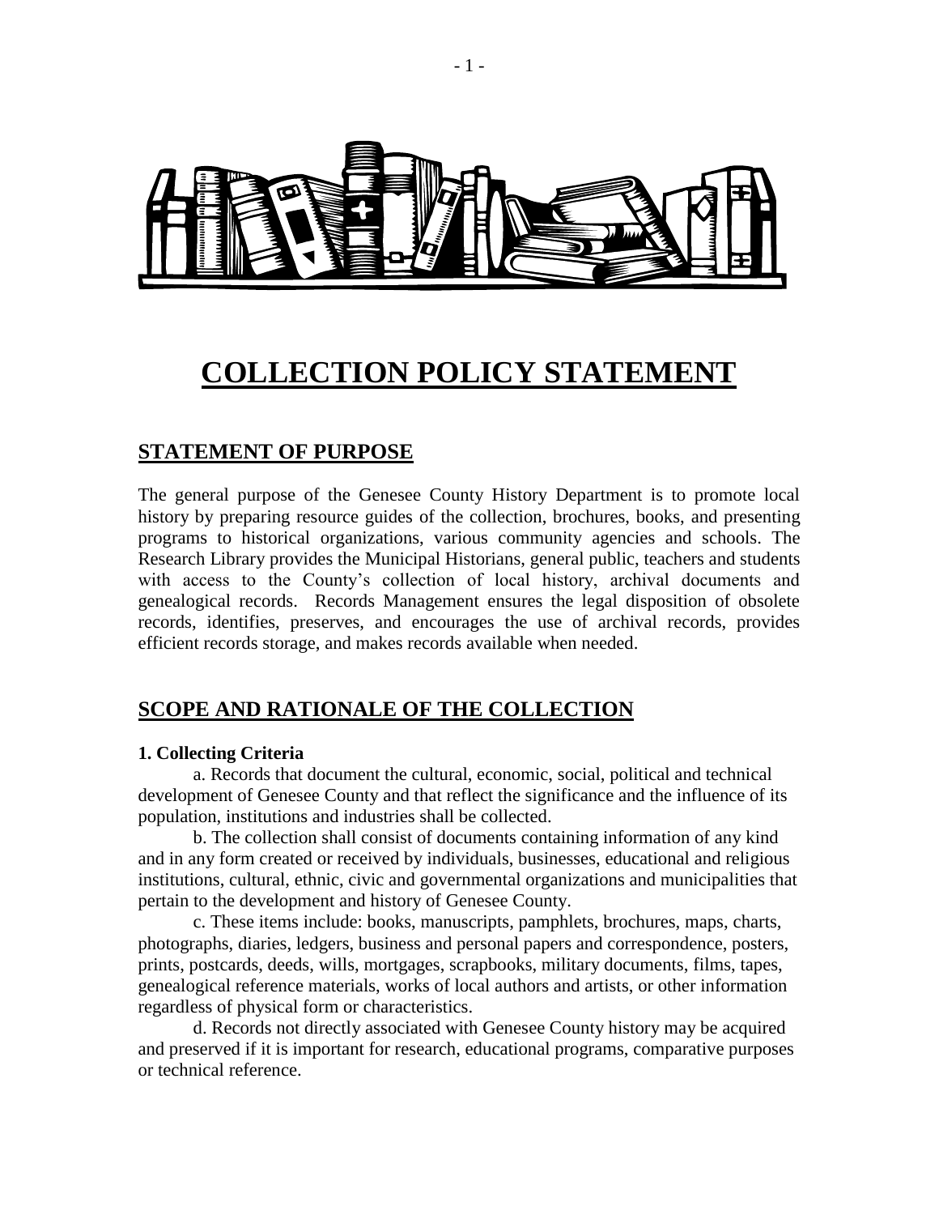# COLLECTION POLICY STATEMENT

## STATEMENT OF PURPOSE

The general purpose of the Genesee County History Department is to promote local history by preparing resource guides of the collection, brochures, books, and presenting programs to historical organizations, various community agencies and schools. The Research Library provides the Municipal Historians, general public, teachers and students with access to the County's collection of local history, archival documents and genealogical records. Records Management ensures the legal disposition of obsolete records, identifies, preserves, and encourages the use of archival records, provides efficient records storage, and makes records available when needed.

## SCOPE AND RATIONALE OF THE COLLECTION

**1. Collecting Criteria**

a. Records that document the cultural, economic, social, political and technical development of Genesee County and that reflect the significance and the influence of its population, institutions and industries shall be collected.

b. The collection shall consist of documents containing information of any kind and in any form created or received by individuals, businesses, educational and religious institutions, cultural, ethnic, civic and governmental organizations and municipalities that pertain to the development and history of Genesee County.

c. These items include: books, manuscripts, pamphlets, brochures, maps, charts, photographs, diaries, ledgers, business and personal papers and correspondence, posters, prints, postcards, deeds, wills, mortgages, scrapbooks, military documents, films, tapes, genealogical reference materials, works of local authors and artists, or other information regardless of physical form or characteristics.

d. Records not directly associated with Genesee County history may be acquired and preserved if it is important for research, educational programs, comparative purposes or technical reference.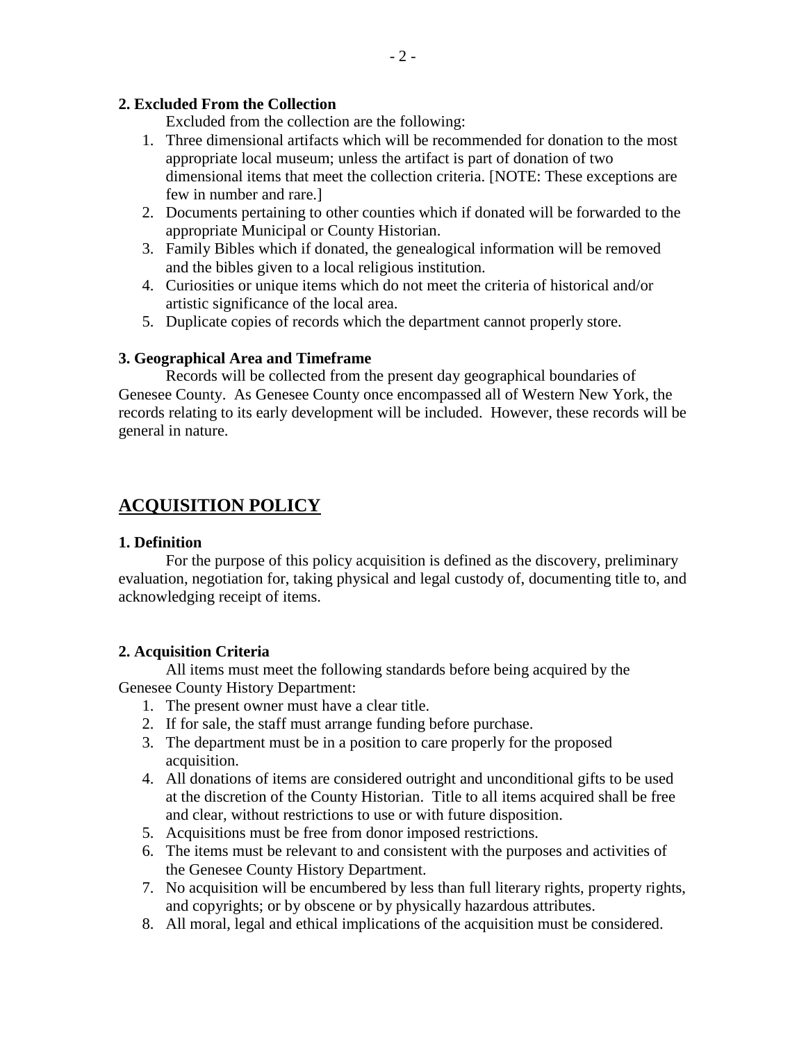### 2. Excluded From the Collection

Excluded from the collection are the following:

1. Three dimensional artifacts which will be recommended for donation to the most appropriate local museum; unless the artifact is part of donation of two dimensional items that meet the collection criteria. [NOTE: These exceptions are few in number and rare.]
2. Documents pertaining to other counties which if donated will be forwarded to the appropriate Municipal or County Historian.
3. Family Bibles which if donated, the genealogical information will be removed and the bibles given to a local religious institution.
4. Curiosities or unique items which do not meet the criteria of historical and/or artistic significance of the local area.
5. Duplicate copies of records which the department cannot properly store.

### 3. Geographical Area and Timeframe

Records will be collected from the present day geographical boundaries of Genesee County. As Genesee County once encompassed all of Western New York, the records relating to its early development will be included. However, these records will be general in nature.

## ACQUISITION POLICY

### 1. Definition

For the purpose of this policy acquisition is defined as the discovery, preliminary evaluation, negotiation for, taking physical and legal custody of, documenting title to, and acknowledging receipt of items.

### 2. Acquisition Criteria

All items must meet the following standards before being acquired by the Genesee County History Department:

1. The present owner must have a clear title.
2. If for sale, the staff must arrange funding before purchase.
3. The department must be in a position to care properly for the proposed acquisition.
4. All donations of items are considered outright and unconditional gifts to be used at the discretion of the County Historian. Title to all items acquired shall be free and clear, without restrictions to use or with future disposition.
5. Acquisitions must be free from donor imposed restrictions.
6. The items must be relevant to and consistent with the purposes and activities of the Genesee County History Department.
7. No acquisition will be encumbered by less than full literary rights, property rights, and copyrights; or by obscene or by physically hazardous attributes.
8. All moral, legal and ethical implications of the acquisition must be considered.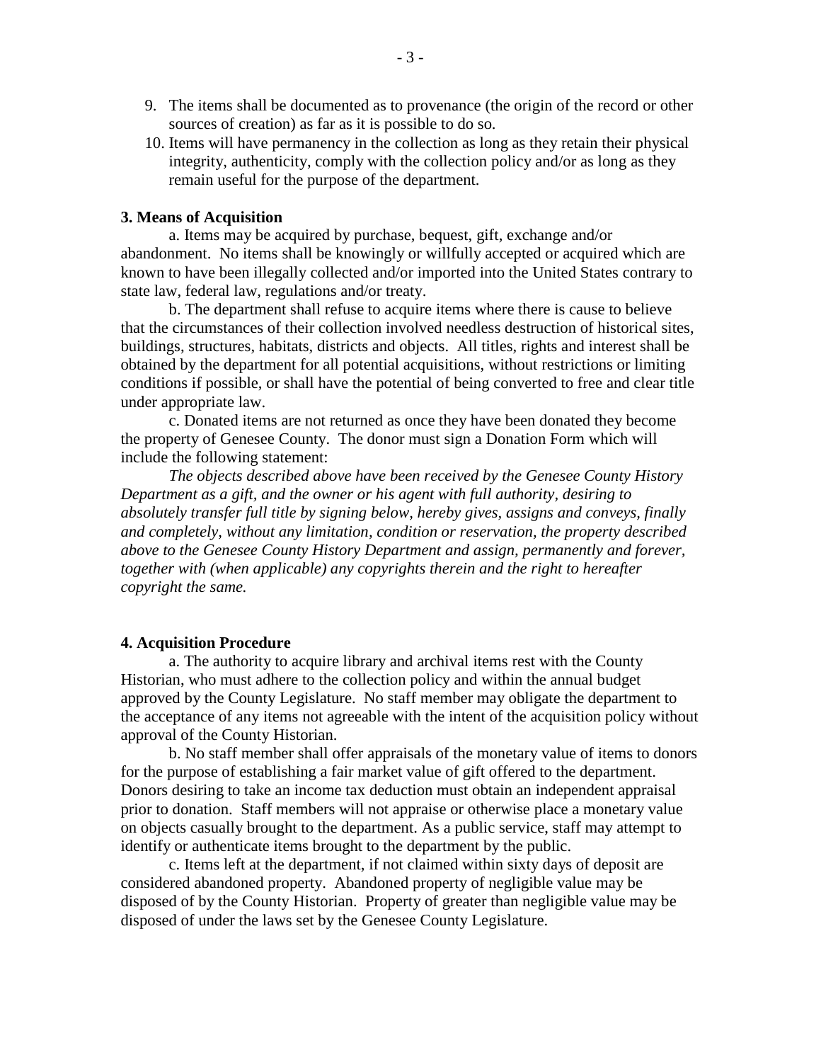9. The items shall be documented as to provenance (the origin of the record or other sources of creation) as far as it is possible to do so.
10. Items will have permanency in the collection as long as they retain their physical integrity, authenticity, comply with the collection policy and/or as long as they remain useful for the purpose of the department.

**3. Means of Acquisition**

a. Items may be acquired by purchase, bequest, gift, exchange and/or abandonment. No items shall be knowingly or willfully accepted or acquired which are known to have been illegally collected and/or imported into the United States contrary to state law, federal law, regulations and/or treaty.

b. The department shall refuse to acquire items where there is cause to believe that the circumstances of their collection involved needless destruction of historical sites, buildings, structures, habitats, districts and objects. All titles, rights and interest shall be obtained by the department for all potential acquisitions, without restrictions or limiting conditions if possible, or shall have the potential of being converted to free and clear title under appropriate law.

c. Donated items are not returned as once they have been donated they become the property of Genesee County. The donor must sign a Donation Form which will include the following statement:

*The objects described above have been received by the Genesee County History Department as a gift, and the owner or his agent with full authority, desiring to absolutely transfer full title by signing below, hereby gives, assigns and conveys, finally and completely, without any limitation, condition or reservation, the property described above to the Genesee County History Department and assign, permanently and forever, together with (when applicable) any copyrights therein and the right to hereafter copyright the same.*

**4. Acquisition Procedure**

a. The authority to acquire library and archival items rest with the County Historian, who must adhere to the collection policy and within the annual budget approved by the County Legislature. No staff member may obligate the department to the acceptance of any items not agreeable with the intent of the acquisition policy without approval of the County Historian.

b. No staff member shall offer appraisals of the monetary value of items to donors for the purpose of establishing a fair market value of gift offered to the department. Donors desiring to take an income tax deduction must obtain an independent appraisal prior to donation. Staff members will not appraise or otherwise place a monetary value on objects casually brought to the department. As a public service, staff may attempt to identify or authenticate items brought to the department by the public.

c. Items left at the department, if not claimed within sixty days of deposit are considered abandoned property. Abandoned property of negligible value may be disposed of by the County Historian. Property of greater than negligible value may be disposed of under the laws set by the Genesee County Legislature.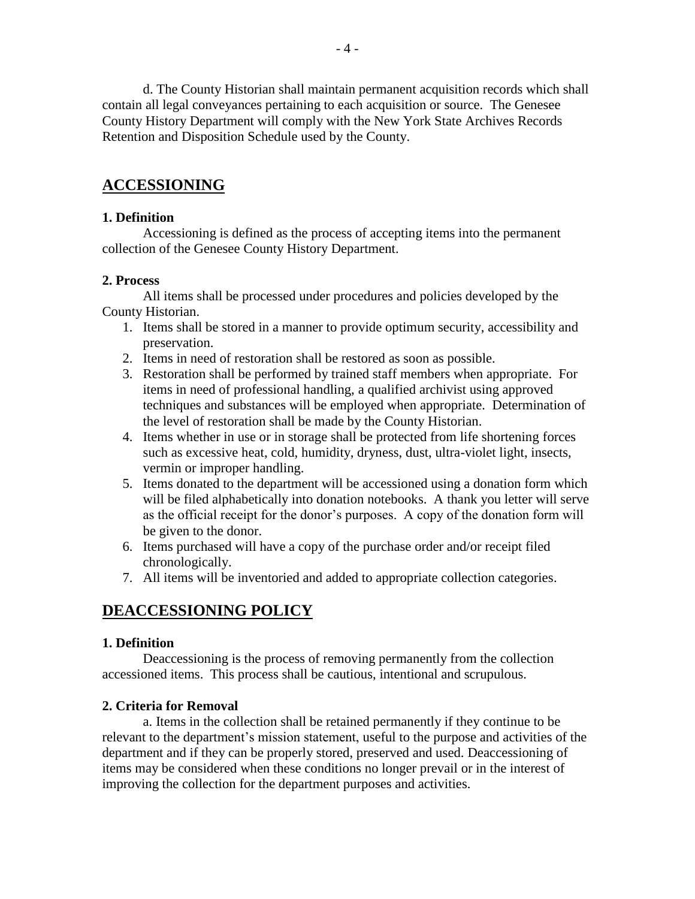d. The County Historian shall maintain permanent acquisition records which shall contain all legal conveyances pertaining to each acquisition or source. The Genesee County History Department will comply with the New York State Archives Records Retention and Disposition Schedule used by the County.

## ACCESSIONING

**1. Definition**

Accessioning is defined as the process of accepting items into the permanent collection of the Genesee County History Department.

**2. Process**

All items shall be processed under procedures and policies developed by the County Historian.

1. Items shall be stored in a manner to provide optimum security, accessibility and preservation.
2. Items in need of restoration shall be restored as soon as possible.
3. Restoration shall be performed by trained staff members when appropriate. For items in need of professional handling, a qualified archivist using approved techniques and substances will be employed when appropriate. Determination of the level of restoration shall be made by the County Historian.
4. Items whether in use or in storage shall be protected from life shortening forces such as excessive heat, cold, humidity, dryness, dust, ultra-violet light, insects, vermin or improper handling.
5. Items donated to the department will be accessioned using a donation form which will be filed alphabetically into donation notebooks. A thank you letter will serve as the official receipt for the donor's purposes. A copy of the donation form will be given to the donor.
6. Items purchased will have a copy of the purchase order and/or receipt filed chronologically.
7. All items will be inventoried and added to appropriate collection categories.

## DEACCESSIONING POLICY

**1. Definition**

Deaccessioning is the process of removing permanently from the collection accessioned items. This process shall be cautious, intentional and scrupulous.

**2. Criteria for Removal**

a. Items in the collection shall be retained permanently if they continue to be relevant to the department's mission statement, useful to the purpose and activities of the department and if they can be properly stored, preserved and used. Deaccessioning of items may be considered when these conditions no longer prevail or in the interest of improving the collection for the department purposes and activities.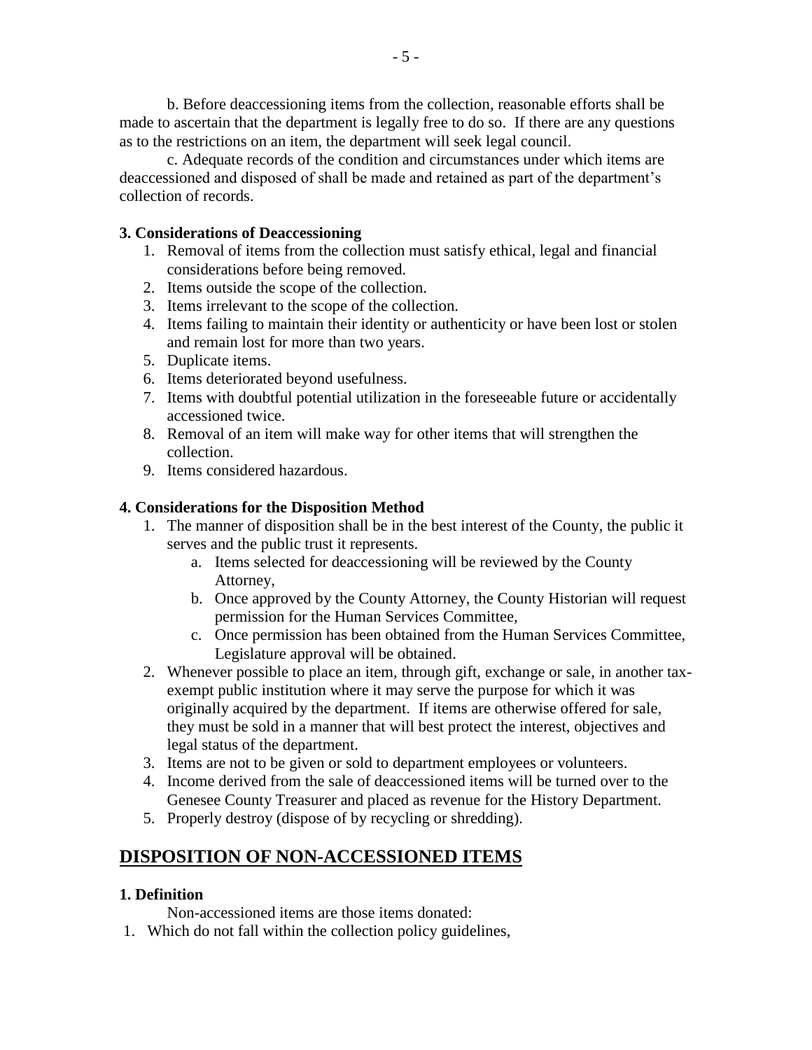b. Before deaccessioning items from the collection, reasonable efforts shall be made to ascertain that the department is legally free to do so. If there are any questions as to the restrictions on an item, the department will seek legal council.

c. Adequate records of the condition and circumstances under which items are deaccessioned and disposed of shall be made and retained as part of the department's collection of records.

**3. Considerations of Deaccessioning**

1. Removal of items from the collection must satisfy ethical, legal and financial considerations before being removed.
2. Items outside the scope of the collection.
3. Items irrelevant to the scope of the collection.
4. Items failing to maintain their identity or authenticity or have been lost or stolen and remain lost for more than two years.
5. Duplicate items.
6. Items deteriorated beyond usefulness.
7. Items with doubtful potential utilization in the foreseeable future or accidentally accessioned twice.
8. Removal of an item will make way for other items that will strengthen the collection.
9. Items considered hazardous.

**4. Considerations for the Disposition Method**

1. The manner of disposition shall be in the best interest of the County, the public it serves and the public trust it represents.
    a. Items selected for deaccessioning will be reviewed by the County Attorney,
    b. Once approved by the County Attorney, the County Historian will request permission for the Human Services Committee,
    c. Once permission has been obtained from the Human Services Committee, Legislature approval will be obtained.
2. Whenever possible to place an item, through gift, exchange or sale, in another tax-exempt public institution where it may serve the purpose for which it was originally acquired by the department. If items are otherwise offered for sale, they must be sold in a manner that will best protect the interest, objectives and legal status of the department.
3. Items are not to be given or sold to department employees or volunteers.
4. Income derived from the sale of deaccessioned items will be turned over to the Genesee County Treasurer and placed as revenue for the History Department.
5. Properly destroy (dispose of by recycling or shredding).

## DISPOSITION OF NON-ACCESSIONED ITEMS

**1. Definition**

Non-accessioned items are those items donated:

1. Which do not fall within the collection policy guidelines,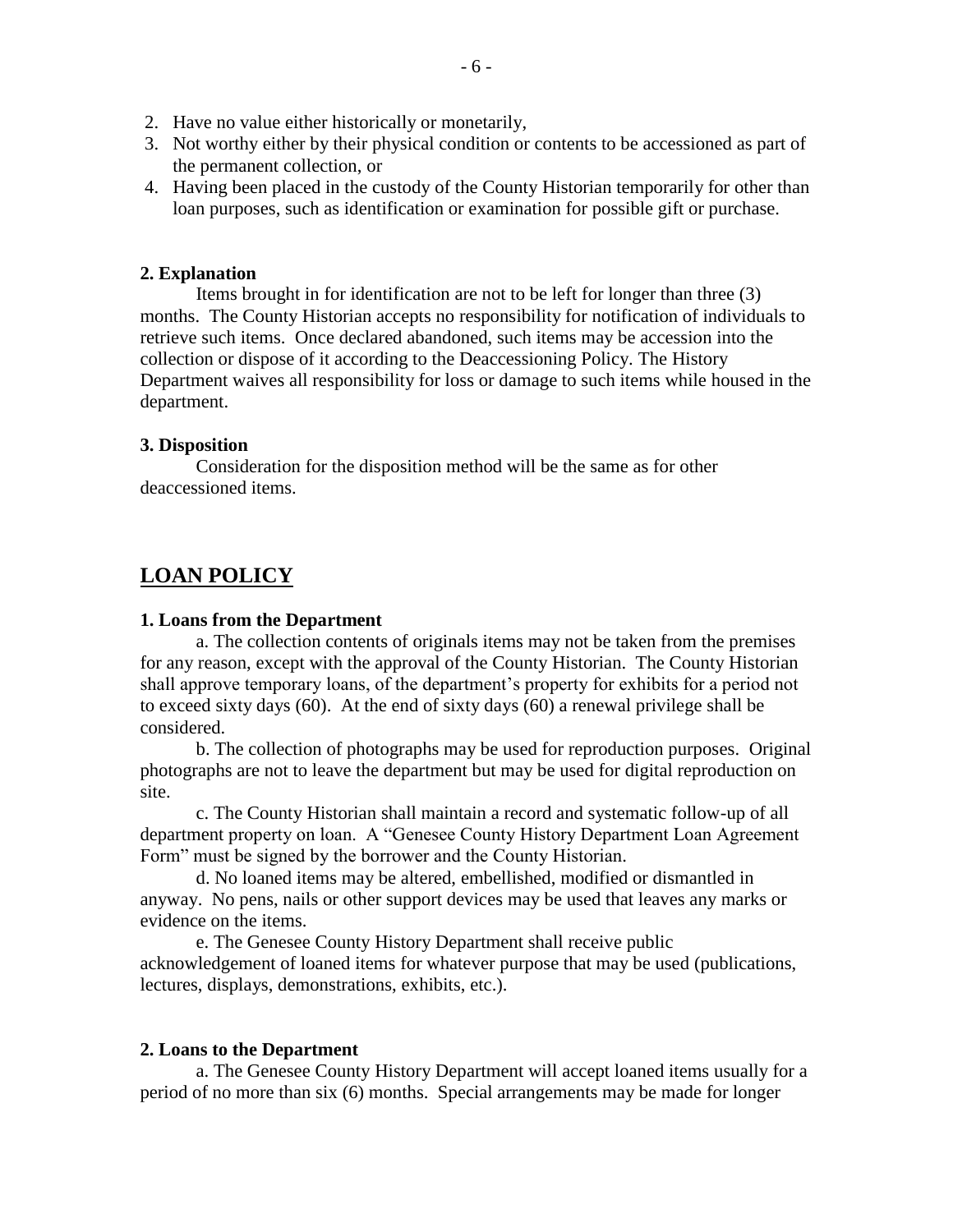2. Have no value either historically or monetarily,
3. Not worthy either by their physical condition or contents to be accessioned as part of the permanent collection, or
4. Having been placed in the custody of the County Historian temporarily for other than loan purposes, such as identification or examination for possible gift or purchase.

**2. Explanation**

Items brought in for identification are not to be left for longer than three (3) months. The County Historian accepts no responsibility for notification of individuals to retrieve such items. Once declared abandoned, such items may be accession into the collection or dispose of it according to the Deaccessioning Policy. The History Department waives all responsibility for loss or damage to such items while housed in the department.

**3. Disposition**

Consideration for the disposition method will be the same as for other deaccessioned items.

## LOAN POLICY

**1. Loans from the Department**

a. The collection contents of originals items may not be taken from the premises for any reason, except with the approval of the County Historian. The County Historian shall approve temporary loans, of the department's property for exhibits for a period not to exceed sixty days (60). At the end of sixty days (60) a renewal privilege shall be considered.

b. The collection of photographs may be used for reproduction purposes. Original photographs are not to leave the department but may be used for digital reproduction on site.

c. The County Historian shall maintain a record and systematic follow-up of all department property on loan. A "Genesee County History Department Loan Agreement Form" must be signed by the borrower and the County Historian.

d. No loaned items may be altered, embellished, modified or dismantled in anyway. No pens, nails or other support devices may be used that leaves any marks or evidence on the items.

e. The Genesee County History Department shall receive public acknowledgement of loaned items for whatever purpose that may be used (publications, lectures, displays, demonstrations, exhibits, etc.).

**2. Loans to the Department**

a. The Genesee County History Department will accept loaned items usually for a period of no more than six (6) months. Special arrangements may be made for longer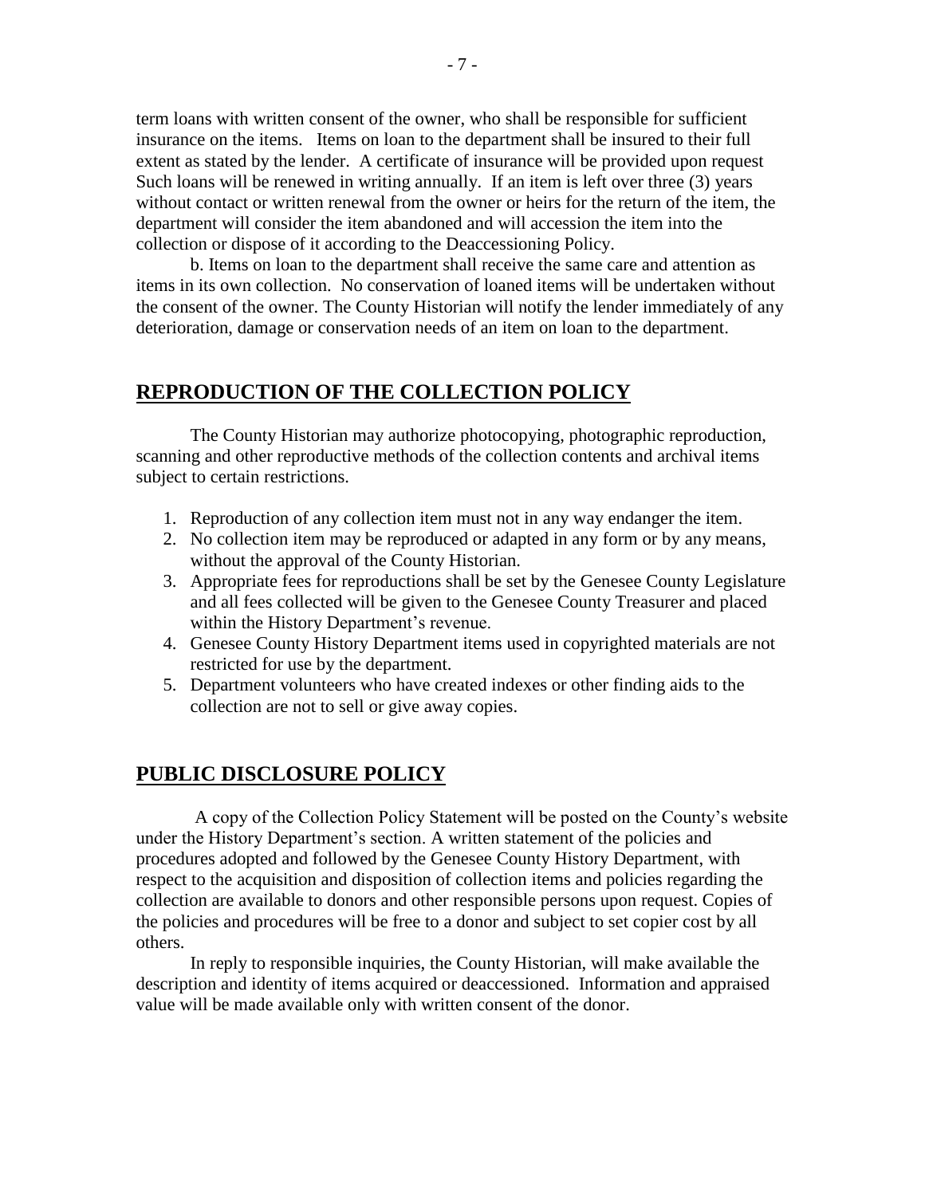term loans with written consent of the owner, who shall be responsible for sufficient insurance on the items. Items on loan to the department shall be insured to their full extent as stated by the lender. A certificate of insurance will be provided upon request Such loans will be renewed in writing annually. If an item is left over three (3) years without contact or written renewal from the owner or heirs for the return of the item, the department will consider the item abandoned and will accession the item into the collection or dispose of it according to the Deaccessioning Policy.

b. Items on loan to the department shall receive the same care and attention as items in its own collection. No conservation of loaned items will be undertaken without the consent of the owner. The County Historian will notify the lender immediately of any deterioration, damage or conservation needs of an item on loan to the department.

## REPRODUCTION OF THE COLLECTION POLICY

The County Historian may authorize photocopying, photographic reproduction, scanning and other reproductive methods of the collection contents and archival items subject to certain restrictions.

1. Reproduction of any collection item must not in any way endanger the item.
2. No collection item may be reproduced or adapted in any form or by any means, without the approval of the County Historian.
3. Appropriate fees for reproductions shall be set by the Genesee County Legislature and all fees collected will be given to the Genesee County Treasurer and placed within the History Department's revenue.
4. Genesee County History Department items used in copyrighted materials are not restricted for use by the department.
5. Department volunteers who have created indexes or other finding aids to the collection are not to sell or give away copies.

## PUBLIC DISCLOSURE POLICY

A copy of the Collection Policy Statement will be posted on the County's website under the History Department's section. A written statement of the policies and procedures adopted and followed by the Genesee County History Department, with respect to the acquisition and disposition of collection items and policies regarding the collection are available to donors and other responsible persons upon request. Copies of the policies and procedures will be free to a donor and subject to set copier cost by all others.

In reply to responsible inquiries, the County Historian, will make available the description and identity of items acquired or deaccessioned. Information and appraised value will be made available only with written consent of the donor.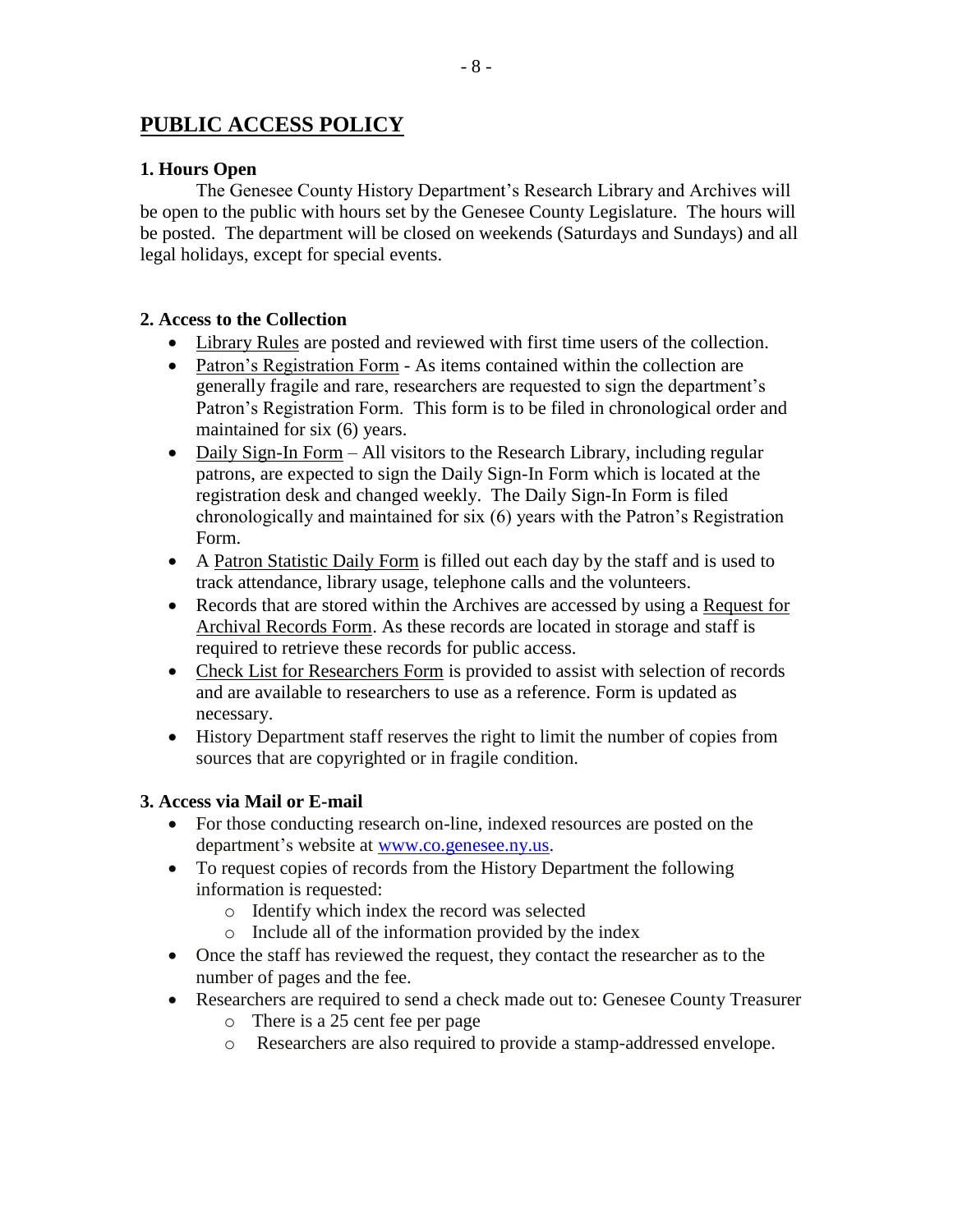# PUBLIC ACCESS POLICY

**1. Hours Open**

The Genesee County History Department's Research Library and Archives will be open to the public with hours set by the Genesee County Legislature. The hours will be posted. The department will be closed on weekends (Saturdays and Sundays) and all legal holidays, except for special events.

**2. Access to the Collection**

- Library Rules are posted and reviewed with first time users of the collection.
- Patron's Registration Form - As items contained within the collection are generally fragile and rare, researchers are requested to sign the department's Patron's Registration Form. This form is to be filed in chronological order and maintained for six (6) years.
- Daily Sign-In Form – All visitors to the Research Library, including regular patrons, are expected to sign the Daily Sign-In Form which is located at the registration desk and changed weekly. The Daily Sign-In Form is filed chronologically and maintained for six (6) years with the Patron's Registration Form.
- A Patron Statistic Daily Form is filled out each day by the staff and is used to track attendance, library usage, telephone calls and the volunteers.
- Records that are stored within the Archives are accessed by using a Request for Archival Records Form. As these records are located in storage and staff is required to retrieve these records for public access.
- Check List for Researchers Form is provided to assist with selection of records and are available to researchers to use as a reference. Form is updated as necessary.
- History Department staff reserves the right to limit the number of copies from sources that are copyrighted or in fragile condition.

**3. Access via Mail or E-mail**

- For those conducting research on-line, indexed resources are posted on the department's website at www.co.genesee.ny.us.
- To request copies of records from the History Department the following information is requested:
  - Identify which index the record was selected
  - Include all of the information provided by the index
- Once the staff has reviewed the request, they contact the researcher as to the number of pages and the fee.
- Researchers are required to send a check made out to: Genesee County Treasurer
  - There is a 25 cent fee per page
  - Researchers are also required to provide a stamp-addressed envelope.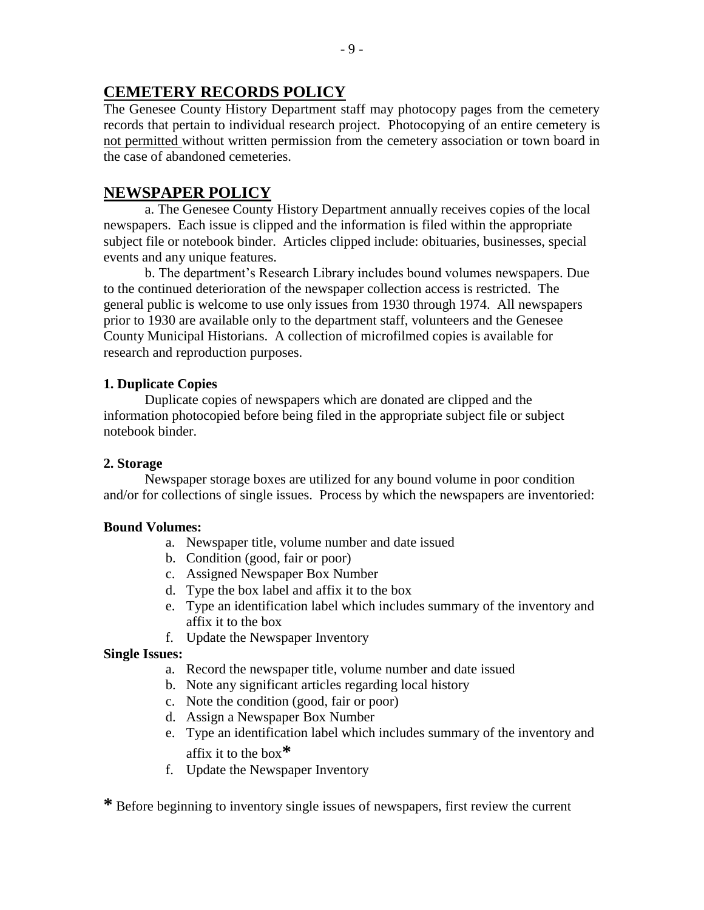## CEMETERY RECORDS POLICY

The Genesee County History Department staff may photocopy pages from the cemetery records that pertain to individual research project. Photocopying of an entire cemetery is not permitted without written permission from the cemetery association or town board in the case of abandoned cemeteries.

## NEWSPAPER POLICY

a. The Genesee County History Department annually receives copies of the local newspapers. Each issue is clipped and the information is filed within the appropriate subject file or notebook binder. Articles clipped include: obituaries, businesses, special events and any unique features.

b. The department's Research Library includes bound volumes newspapers. Due to the continued deterioration of the newspaper collection access is restricted. The general public is welcome to use only issues from 1930 through 1974. All newspapers prior to 1930 are available only to the department staff, volunteers and the Genesee County Municipal Historians. A collection of microfilmed copies is available for research and reproduction purposes.

**1. Duplicate Copies**

Duplicate copies of newspapers which are donated are clipped and the information photocopied before being filed in the appropriate subject file or subject notebook binder.

**2. Storage**

Newspaper storage boxes are utilized for any bound volume in poor condition and/or for collections of single issues. Process by which the newspapers are inventoried:

**Bound Volumes:**

a. Newspaper title, volume number and date issued
b. Condition (good, fair or poor)
c. Assigned Newspaper Box Number
d. Type the box label and affix it to the box
e. Type an identification label which includes summary of the inventory and affix it to the box
f. Update the Newspaper Inventory

**Single Issues:**

a. Record the newspaper title, volume number and date issued
b. Note any significant articles regarding local history
c. Note the condition (good, fair or poor)
d. Assign a Newspaper Box Number
e. Type an identification label which includes summary of the inventory and affix it to the box*
f. Update the Newspaper Inventory

* Before beginning to inventory single issues of newspapers, first review the current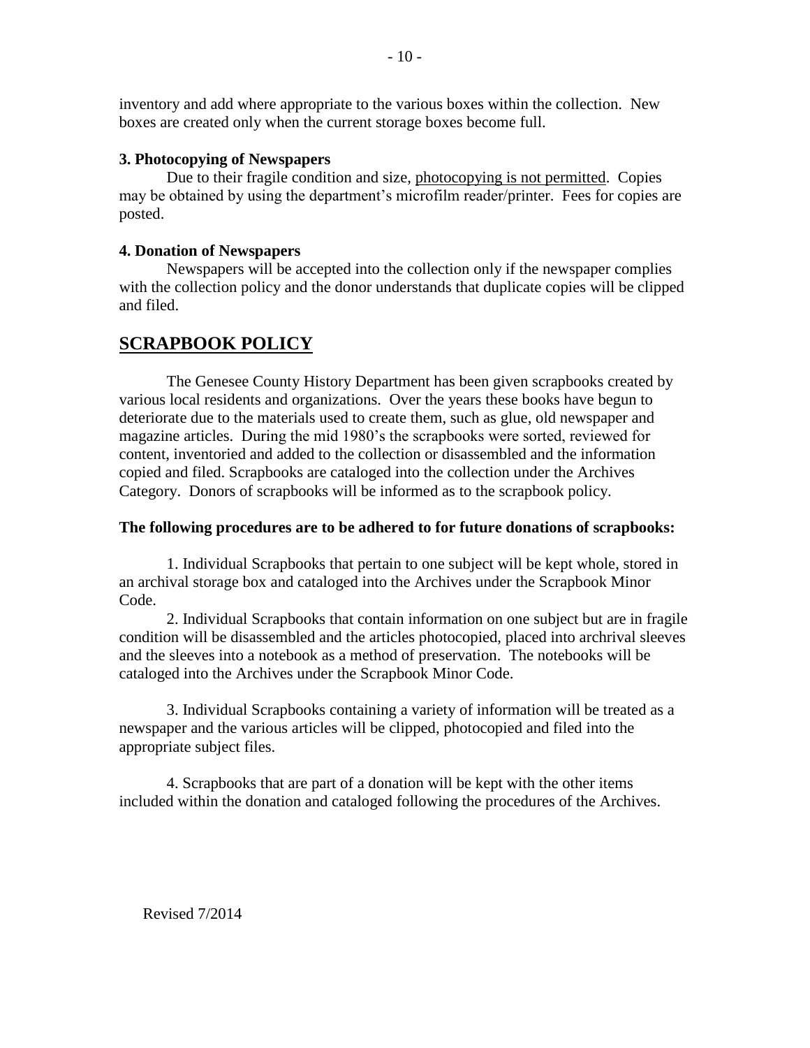inventory and add where appropriate to the various boxes within the collection. New boxes are created only when the current storage boxes become full.

**3. Photocopying of Newspapers**

Due to their fragile condition and size, <u>photocopying is not permitted</u>. Copies may be obtained by using the department's microfilm reader/printer. Fees for copies are posted.

**4. Donation of Newspapers**

Newspapers will be accepted into the collection only if the newspaper complies with the collection policy and the donor understands that duplicate copies will be clipped and filed.

## SCRAPBOOK POLICY

The Genesee County History Department has been given scrapbooks created by various local residents and organizations. Over the years these books have begun to deteriorate due to the materials used to create them, such as glue, old newspaper and magazine articles. During the mid 1980's the scrapbooks were sorted, reviewed for content, inventoried and added to the collection or disassembled and the information copied and filed. Scrapbooks are cataloged into the collection under the Archives Category. Donors of scrapbooks will be informed as to the scrapbook policy.

**The following procedures are to be adhered to for future donations of scrapbooks:**

1. Individual Scrapbooks that pertain to one subject will be kept whole, stored in an archival storage box and cataloged into the Archives under the Scrapbook Minor Code.

2. Individual Scrapbooks that contain information on one subject but are in fragile condition will be disassembled and the articles photocopied, placed into archrival sleeves and the sleeves into a notebook as a method of preservation. The notebooks will be cataloged into the Archives under the Scrapbook Minor Code.

3. Individual Scrapbooks containing a variety of information will be treated as a newspaper and the various articles will be clipped, photocopied and filed into the appropriate subject files.

4. Scrapbooks that are part of a donation will be kept with the other items included within the donation and cataloged following the procedures of the Archives.

Revised 7/2014